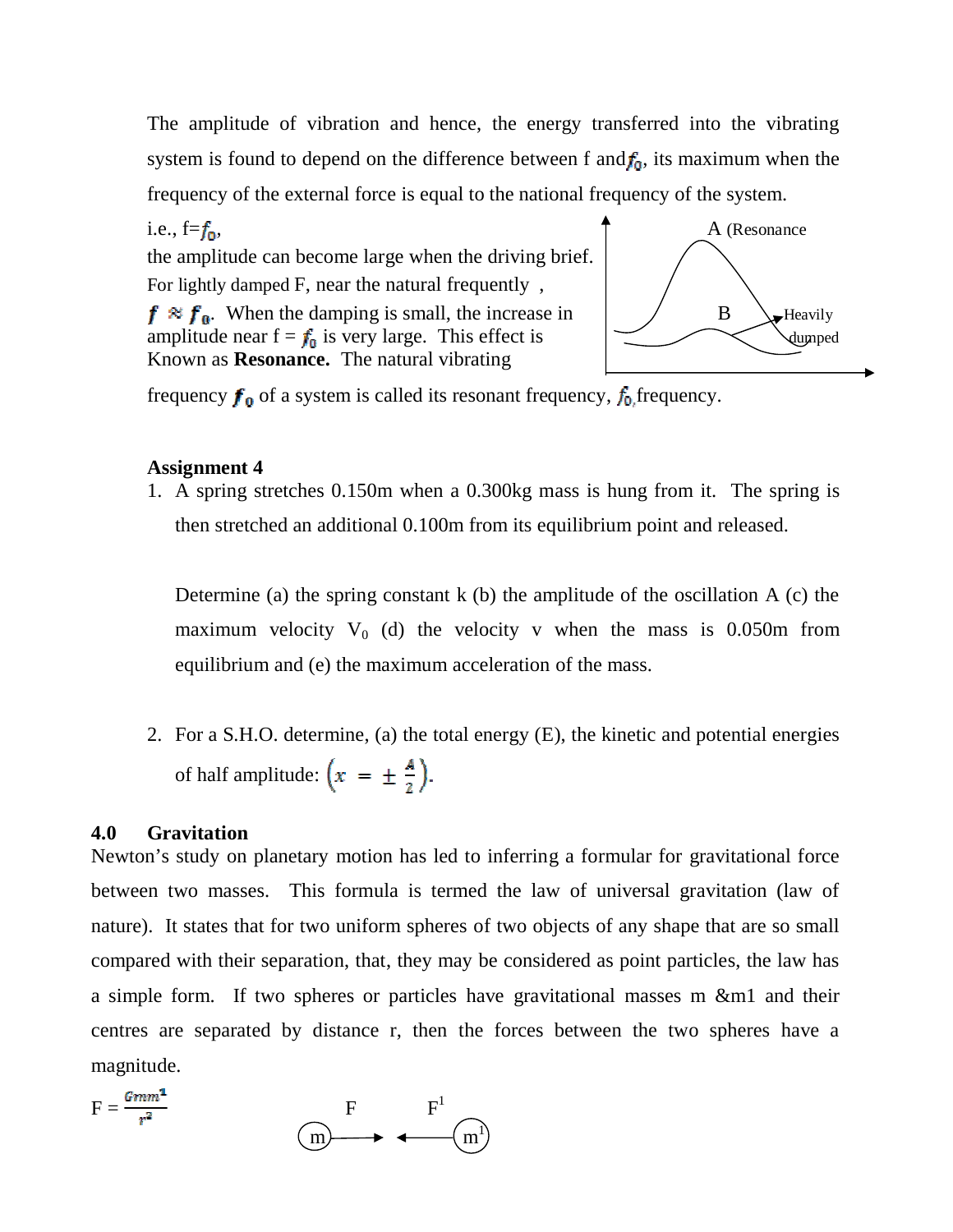The amplitude of vibration and hence, the energy transferred into the vibrating system is found to depend on the difference between f and $f_0$, its maximum when the frequency of the external force is equal to the national frequency of the system.

i.e., f=$f_0$,

the amplitude can become large when the driving brief.

For lightly damped F, near the natural frequently ,

$f \approx f_0$. When the damping is small, the increase in amplitude near f = $f_0$ is very large. This effect is Known as **Resonance.** The natural vibrating frequency $f_0$ of a system is called its resonant frequency, $f_0$ frequency.

A (Resonance

B

Heavily dumped

**Assignment 4**

1. A spring stretches 0.150m when a 0.300kg mass is hung from it. The spring is then stretched an additional 0.100m from its equilibrium point and released.

   Determine (a) the spring constant k (b) the amplitude of the oscillation A (c) the maximum velocity $V_0$ (d) the velocity v when the mass is 0.050m from equilibrium and (e) the maximum acceleration of the mass.

2. For a S.H.O. determine, (a) the total energy (E), the kinetic and potential energies of half amplitude: $\left(x = \pm \frac{A}{2}\right)$.

## 4.0 Gravitation

Newton's study on planetary motion has led to inferring a formular for gravitational force between two masses. This formula is termed the law of universal gravitation (law of nature). It states that for two uniform spheres of two objects of any shape that are so small compared with their separation, that, they may be considered as point particles, the law has a simple form. If two spheres or particles have gravitational masses m &m1 and their centres are separated by distance r, then the forces between the two spheres have a magnitude.

$$F = \frac{Gmm^1}{r^2}$$

F F[1]

m m[1]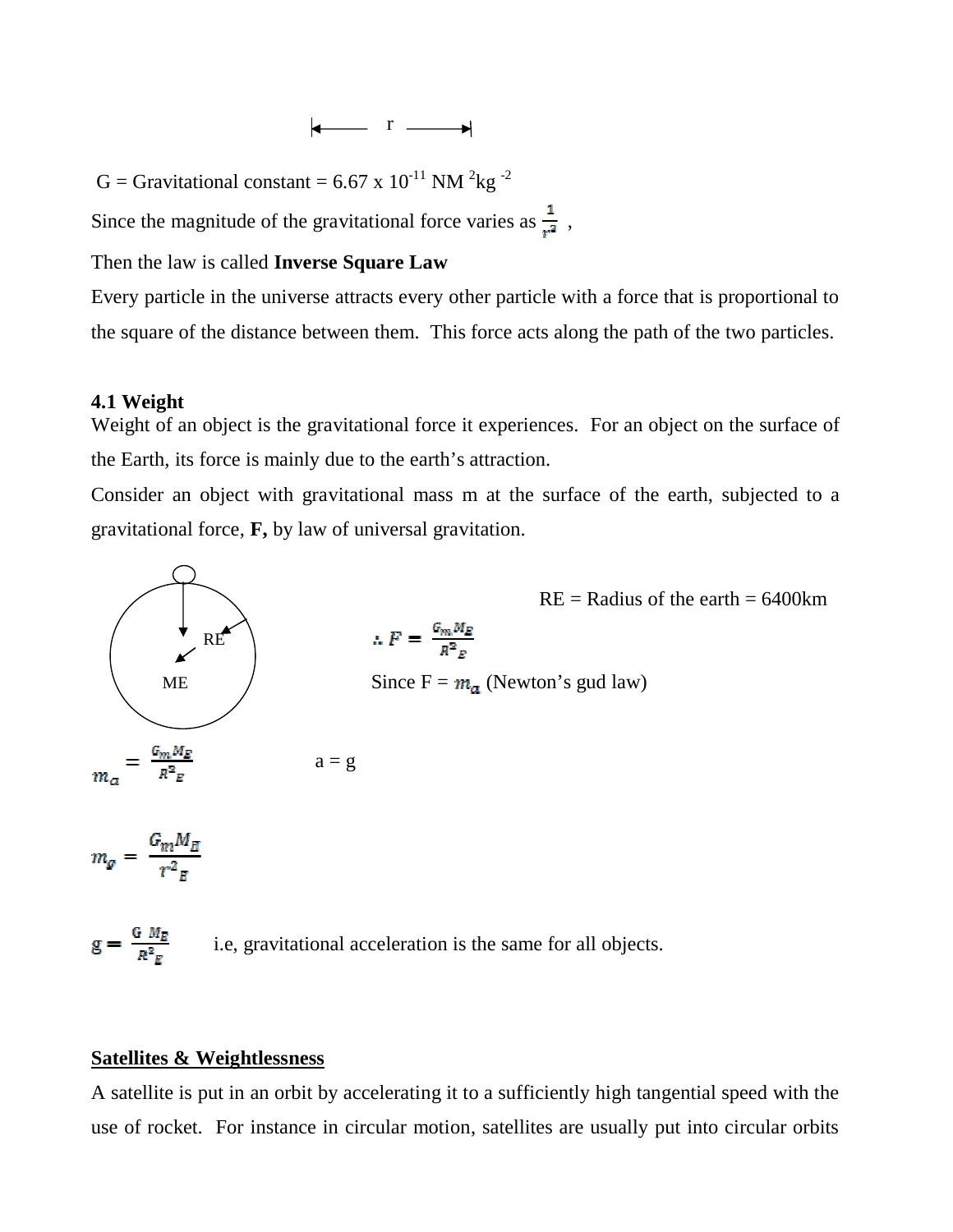$\longleftarrow$ r $\longrightarrow$

G = Gravitational constant = $6.67 \times 10^{-11}$ NM $^2$kg $^{-2}$

Since the magnitude of the gravitational force varies as $\frac{1}{r^2}$ ,

Then the law is called **Inverse Square Law**

Every particle in the universe attracts every other particle with a force that is proportional to the square of the distance between them. This force acts along the path of the two particles.

### 4.1 Weight

Weight of an object is the gravitational force it experiences. For an object on the surface of the Earth, its force is mainly due to the earth's attraction.

Consider an object with gravitational mass m at the surface of the earth, subjected to a gravitational force, **F,** by law of universal gravitation.

RE

ME

RE = Radius of the earth = 6400km

$$\therefore F = \frac{G_m M_E}{R^2_E}$$

Since F = $m_a$ (Newton's gud law)

$$m_a = \frac{G_m M_E}{R^2_E}$$

a = g

$$m_g = \frac{G_m M_E}{r^2_E}$$

$$g = \frac{G\ M_E}{R^2_E}$$

i.e, gravitational acceleration is the same for all objects.

**Satellites & Weightlessness**

A satellite is put in an orbit by accelerating it to a sufficiently high tangential speed with the use of rocket. For instance in circular motion, satellites are usually put into circular orbits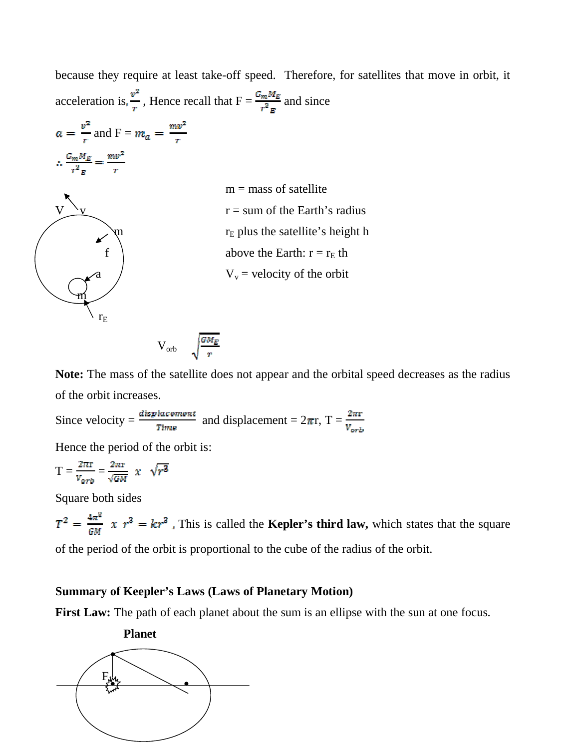because they require at least take-off speed. Therefore, for satellites that move in orbit, it acceleration is, $\frac{v^2}{r}$, Hence recall that F = $\frac{G_m M_E}{r^2{}_E}$ and since

$a = \frac{v^2}{r}$ and F = $m_a = \frac{mv^2}{r}$

$\therefore \frac{G_m M_E}{r^2{}_E} = \frac{mv^2}{r}$

V v

m

f

a

m

$r_E$

m = mass of satellite

r = sum of the Earth's radius

$r_E$ plus the satellite's height h

above the Earth: r = $r_E$ th

$V_v$ = velocity of the orbit

$$V_{orb} \quad \sqrt{\frac{GM_E}{r}}$$

**Note:** The mass of the satellite does not appear and the orbital speed decreases as the radius of the orbit increases.

Since velocity = $\frac{displacement}{Time}$ and displacement = 2πr, T = $\frac{2\pi r}{V_{orb}}$

Hence the period of the orbit is:

T = $\frac{2\pi r}{V_{orb}} = \frac{2\pi r}{\sqrt{GM}}$ $x$ $\sqrt{r^3}$

Square both sides

$T^2 = \frac{4\pi^2}{GM}$ $x$ $r^3 = kr^3$ , This is called the **Kepler's third law,** which states that the square of the period of the orbit is proportional to the cube of the radius of the orbit.

**Summary of Keepler's Laws (Laws of Planetary Motion)**

**First Law:** The path of each planet about the sum is an ellipse with the sun at one focus.

**Planet**

F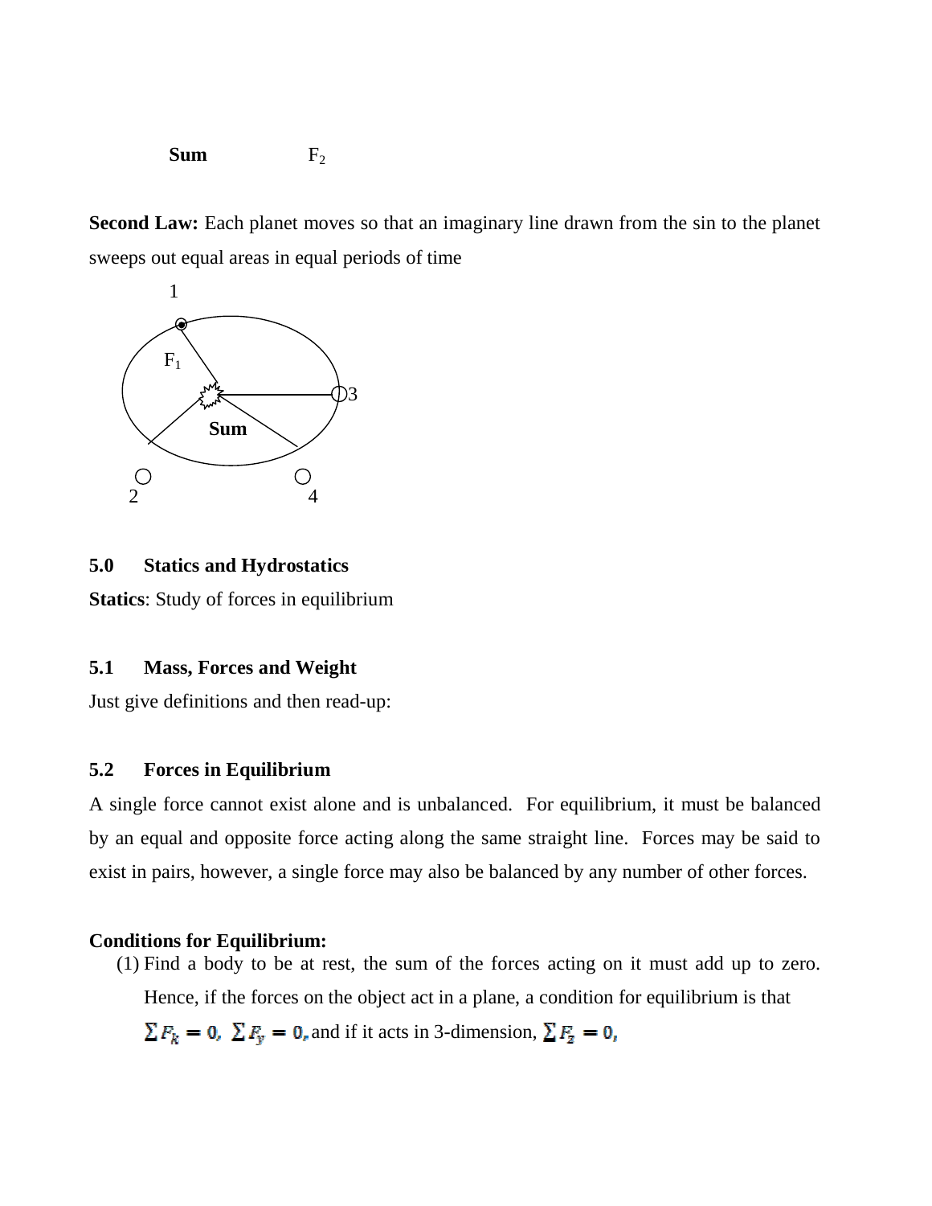**Sum** $F_2$

**Second Law:** Each planet moves so that an imaginary line drawn from the sin to the planet sweeps out equal areas in equal periods of time

1

$F_1$

3

**Sum**

2 4

## 5.0 Statics and Hydrostatics

**Statics**: Study of forces in equilibrium

### 5.1 Mass, Forces and Weight

Just give definitions and then read-up:

### 5.2 Forces in Equilibrium

A single force cannot exist alone and is unbalanced. For equilibrium, it must be balanced by an equal and opposite force acting along the same straight line. Forces may be said to exist in pairs, however, a single force may also be balanced by any number of other forces.

**Conditions for Equilibrium:**

(1) Find a body to be at rest, the sum of the forces acting on it must add up to zero. Hence, if the forces on the object act in a plane, a condition for equilibrium is that $\sum F_k = 0$, $\sum F_y = 0$, and if it acts in 3-dimension, $\sum F_z = 0$,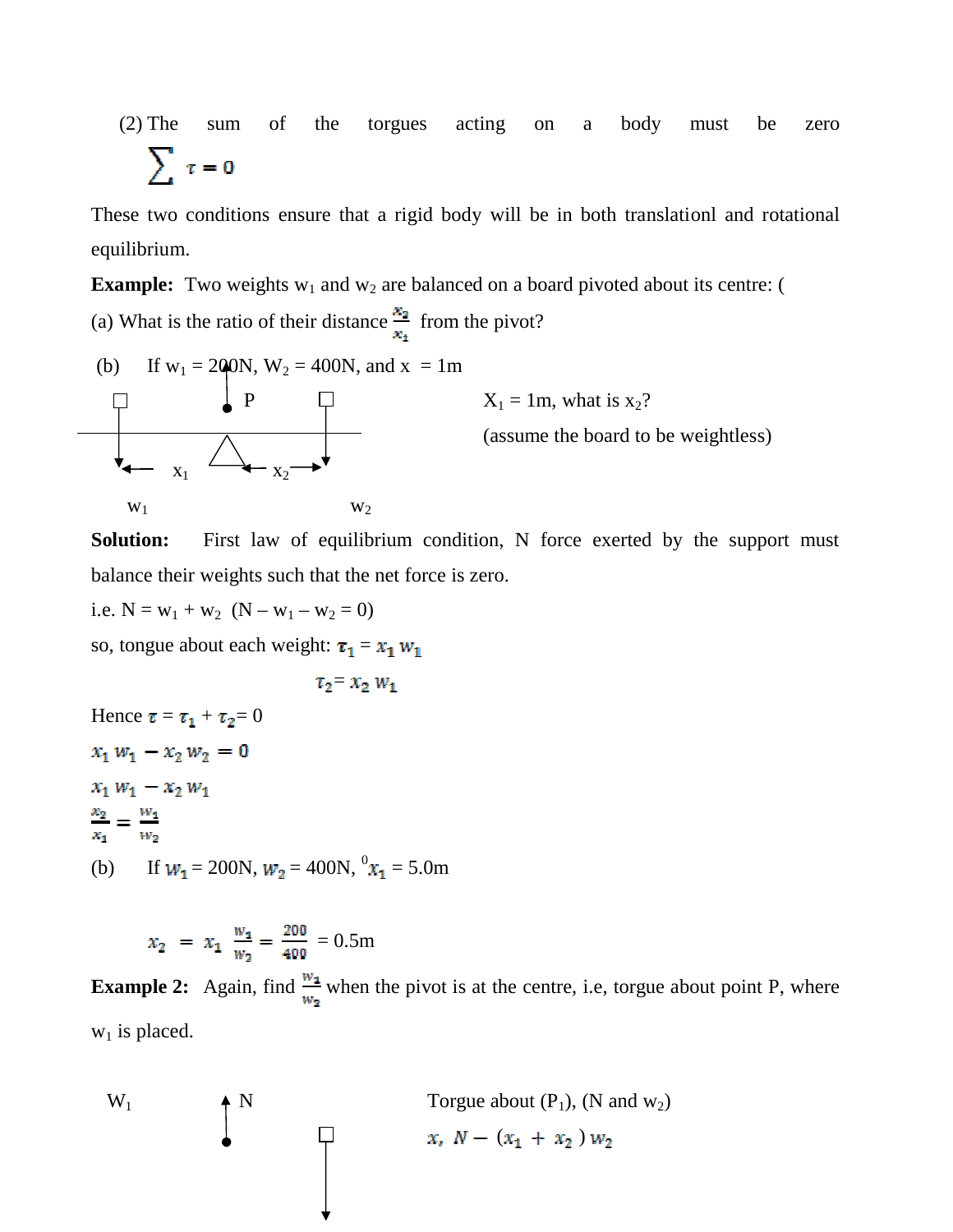(2) The sum of the torgues acting on a body must be zero

$$\sum \tau = 0$$

These two conditions ensure that a rigid body will be in both translationl and rotational equilibrium.

**Example:** Two weights $w_1$ and $w_2$ are balanced on a board pivoted about its centre: (

(a) What is the ratio of their distance $\frac{x_2}{x_1}$ from the pivot?

(b) If $w_1$ = 200N, $W_2$ = 400N, and x = 1m

P

$X_1$ = 1m, what is $x_2$?

(assume the board to be weightless)

$x_1$ $x_2$

$w_1$ $w_2$

**Solution:** First law of equilibrium condition, N force exerted by the support must balance their weights such that the net force is zero.

i.e. N = $w_1$ + $w_2$ (N – $w_1$ – $w_2$ = 0)

so, tongue about each weight: $\tau_1 = x_1\, w_1$

$$\tau_2 = x_2\, w_1$$

Hence $\tau = \tau_1 + \tau_2 = 0$

$$x_1\, w_1 - x_2\, w_2 = 0$$

$$x_1\, w_1 - x_2\, w_1$$

$$\frac{x_2}{x_1} = \frac{w_1}{w_2}$$

(b) If $w_1$ = 200N, $w_2$ = 400N, $^0x_1$ = 5.0m

$$x_2 = x_1 \frac{w_1}{w_2} = \frac{200}{400} = 0.5\text{m}$$

**Example 2:** Again, find $\frac{w_1}{w_2}$ when the pivot is at the centre, i.e, torgue about point P, where $w_1$ is placed.

$W_1$ N

Torgue about ($P_1$), (N and $w_2$)

$$x,\ N - (x_1 + x_2)\, w_2$$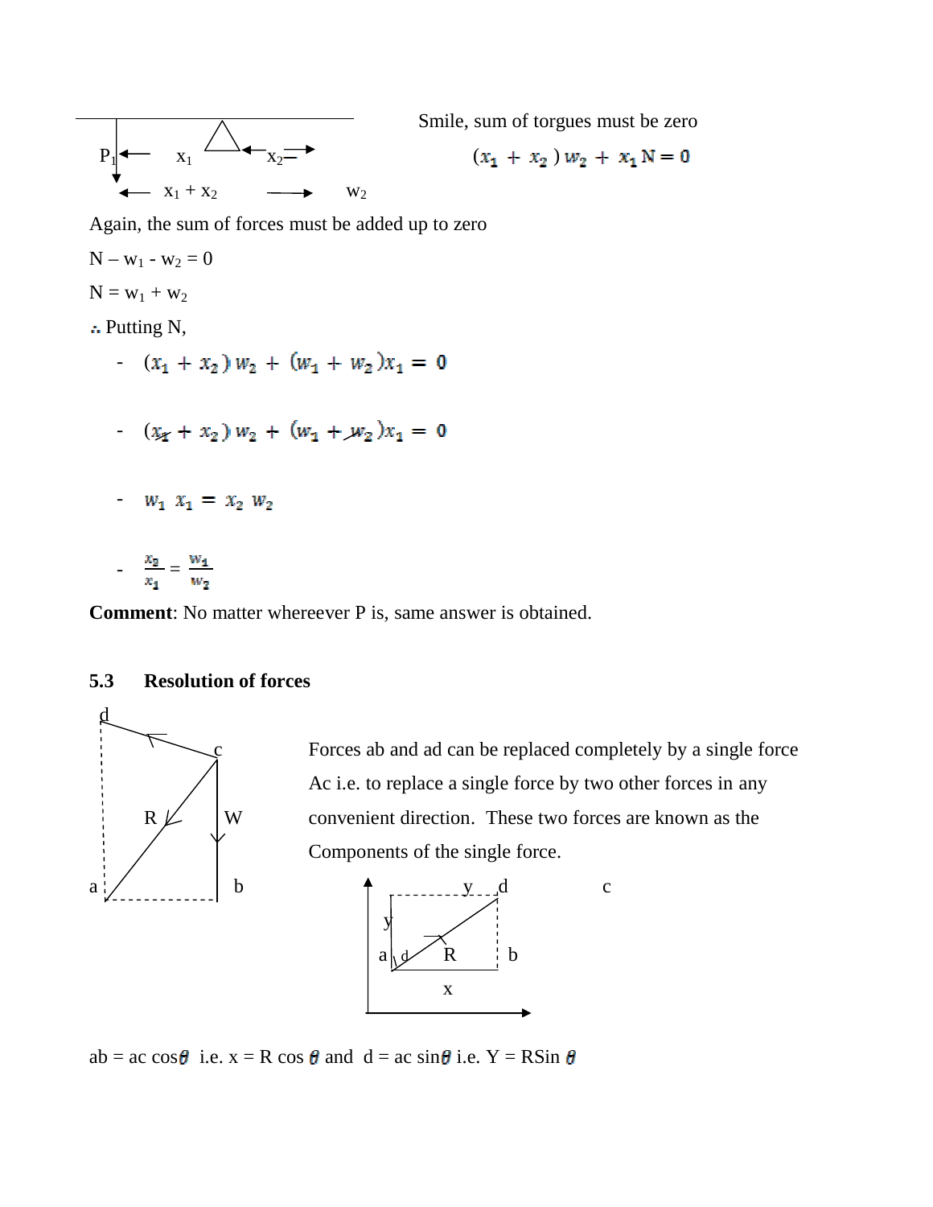P $x_1$ $x_2$

$x_1 + x_2$ $w_2$

Smile, sum of torgues must be zero

$$(x_1 + x_2)\, w_2 + x_1 N = 0$$

Again, the sum of forces must be added up to zero

$N - w_1 - w_2 = 0$

$N = w_1 + w_2$

∴ Putting N,

- $(x_1 + x_2)\, w_2 + (w_1 + w_2)x_1 = 0$

- $(x_1 + x_2)\, w_2 + (w_1 + w_2)x_1 = 0$

- $w_1\ x_1 = x_2\ w_2$

- $\frac{x_2}{x_1} = \frac{w_1}{w_2}$

**Comment**: No matter whereever P is, same answer is obtained.

## 5.3 Resolution of forces

d c R W a b

Forces ab and ad can be replaced completely by a single force Ac i.e. to replace a single force by two other forces in any convenient direction. These two forces are known as the Components of the single force.

y d c y a d R b x

ab = ac cos$\theta$ i.e. x = R cos $\theta$ and d = ac sin$\theta$ i.e. Y = RSin $\theta$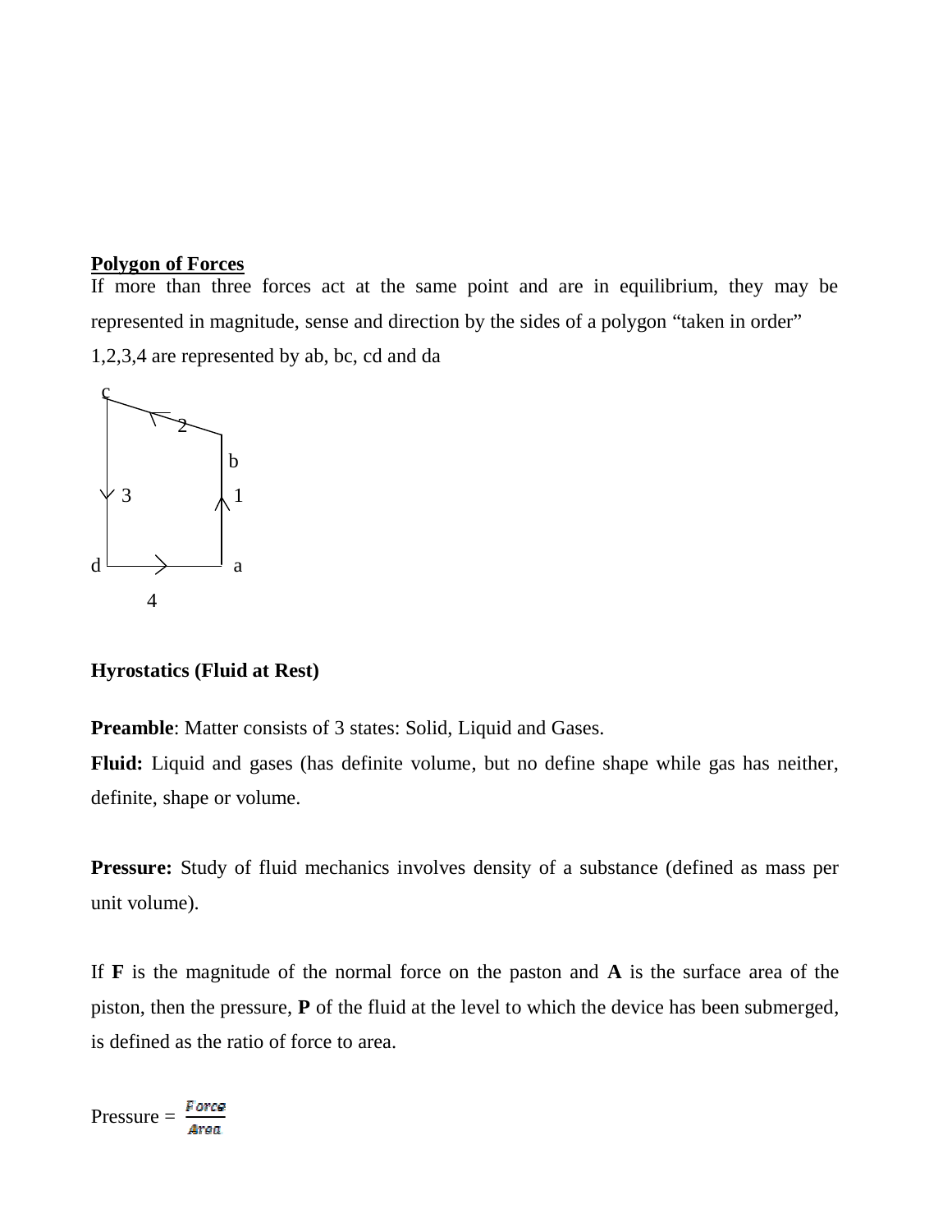**Polygon of Forces**

If more than three forces act at the same point and are in equilibrium, they may be represented in magnitude, sense and direction by the sides of a polygon "taken in order"

1,2,3,4 are represented by ab, bc, cd and da

c
2
b
3 1
d a
4

**Hyrostatics (Fluid at Rest)**

**Preamble**: Matter consists of 3 states: Solid, Liquid and Gases.

**Fluid:** Liquid and gases (has definite volume, but no define shape while gas has neither, definite, shape or volume.

**Pressure:** Study of fluid mechanics involves density of a substance (defined as mass per unit volume).

If **F** is the magnitude of the normal force on the paston and **A** is the surface area of the piston, then the pressure, **P** of the fluid at the level to which the device has been submerged, is defined as the ratio of force to area.

Pressure = $\frac{Force}{Area}$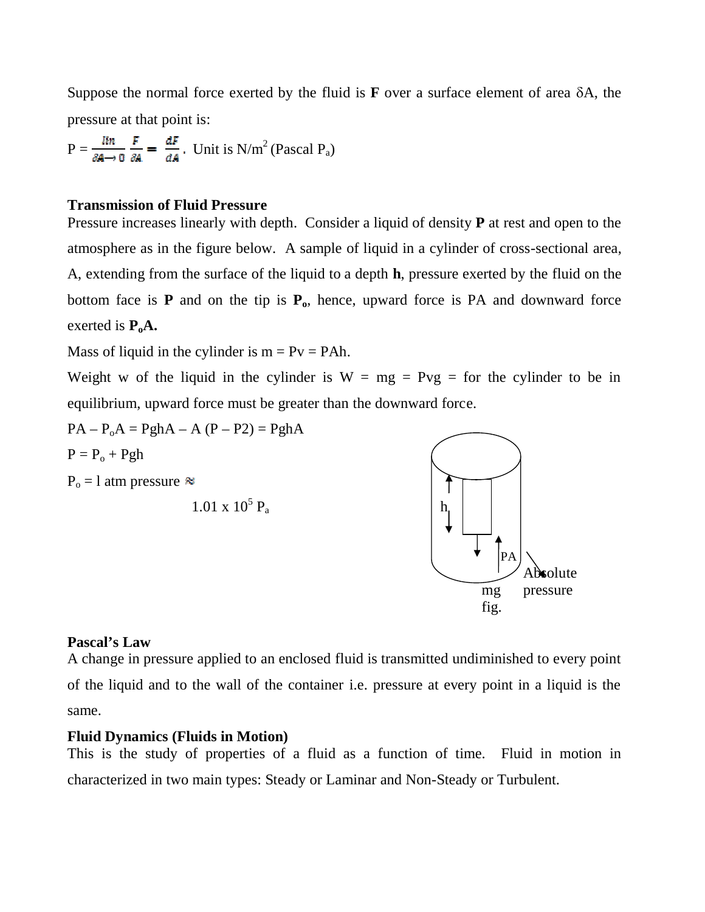Suppose the normal force exerted by the fluid is **F** over a surface element of area $\delta A$, the pressure at that point is:

$P = \lim_{\delta A \to 0} \frac{F}{\delta A} = \frac{dF}{dA}$. Unit is $N/m^2$ (Pascal $P_a$)

**Transmission of Fluid Pressure**

Pressure increases linearly with depth. Consider a liquid of density **P** at rest and open to the atmosphere as in the figure below. A sample of liquid in a cylinder of cross-sectional area, A, extending from the surface of the liquid to a depth **h**, pressure exerted by the fluid on the bottom face is **P** and on the tip is $\mathbf{P_o}$, hence, upward force is PA and downward force exerted is $\mathbf{P_oA}$.

Mass of liquid in the cylinder is m = Pv = PAh.

Weight w of the liquid in the cylinder is W = mg = Pvg = for the cylinder to be in equilibrium, upward force must be greater than the downward force.

$PA – P_oA = PghA – A (P – P2) = PghA$

$P = P_o + Pgh$

$P_o$ = l atm pressure $\approx$

$1.01 \times 10^5\ P_a$

h

PA

Absolute pressure

mg

fig.

**Pascal's Law**

A change in pressure applied to an enclosed fluid is transmitted undiminished to every point of the liquid and to the wall of the container i.e. pressure at every point in a liquid is the same.

**Fluid Dynamics (Fluids in Motion)**

This is the study of properties of a fluid as a function of time. Fluid in motion in characterized in two main types: Steady or Laminar and Non-Steady or Turbulent.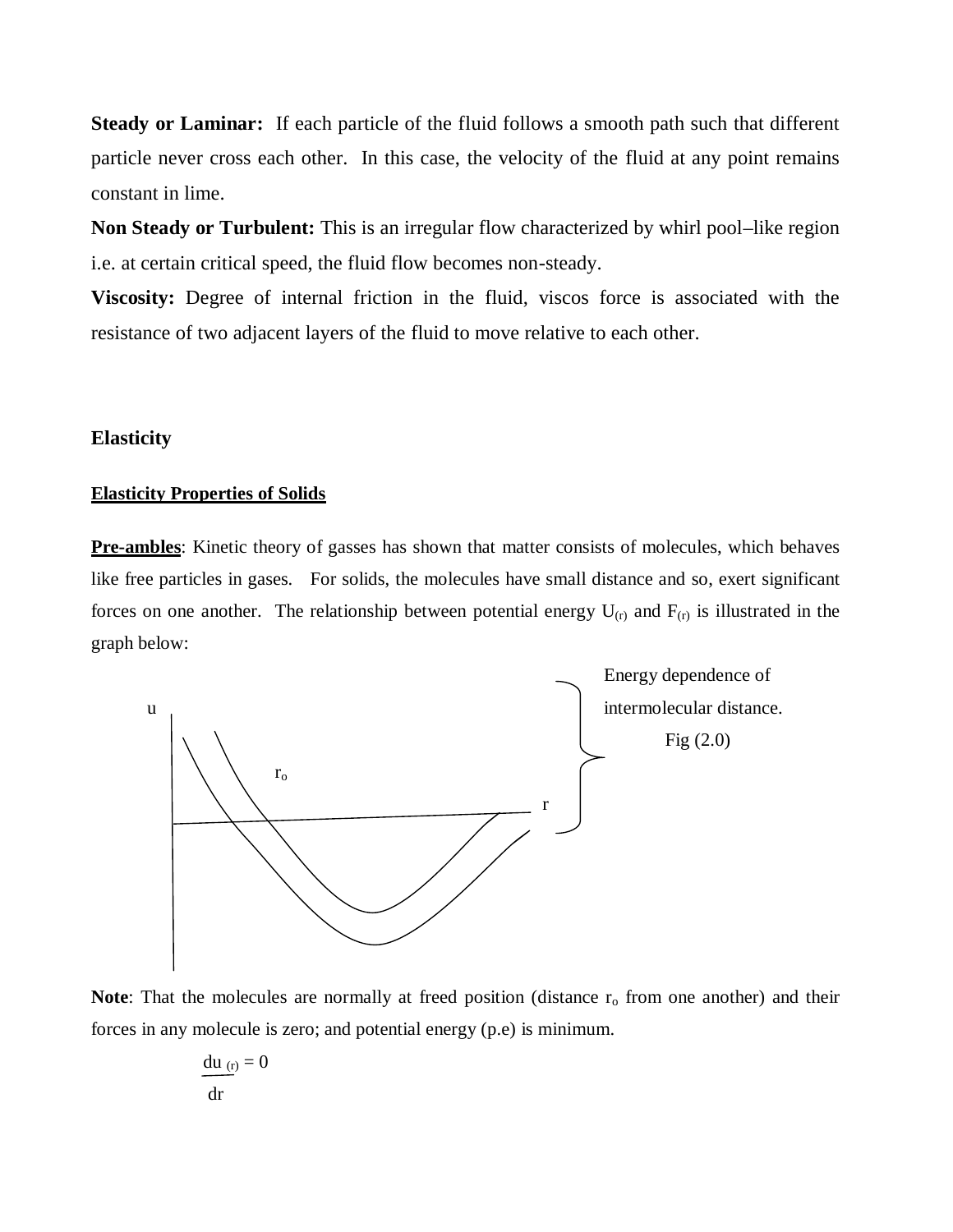**Steady or Laminar:** If each particle of the fluid follows a smooth path such that different particle never cross each other. In this case, the velocity of the fluid at any point remains constant in lime.

**Non Steady or Turbulent:** This is an irregular flow characterized by whirl pool–like region i.e. at certain critical speed, the fluid flow becomes non-steady.

**Viscosity:** Degree of internal friction in the fluid, viscos force is associated with the resistance of two adjacent layers of the fluid to move relative to each other.

## Elasticity

### Elasticity Properties of Solids

**Pre-ambles**: Kinetic theory of gasses has shown that matter consists of molecules, which behaves like free particles in gases. For solids, the molecules have small distance and so, exert significant forces on one another. The relationship between potential energy $U_{(r)}$ and $F_{(r)}$ is illustrated in the graph below:

u

$r_o$

r

Energy dependence of intermolecular distance.

Fig (2.0)

**Note**: That the molecules are normally at freed position (distance $r_o$ from one another) and their forces in any molecule is zero; and potential energy (p.e) is minimum.

$$\frac{du_{(r)}}{dr} = 0$$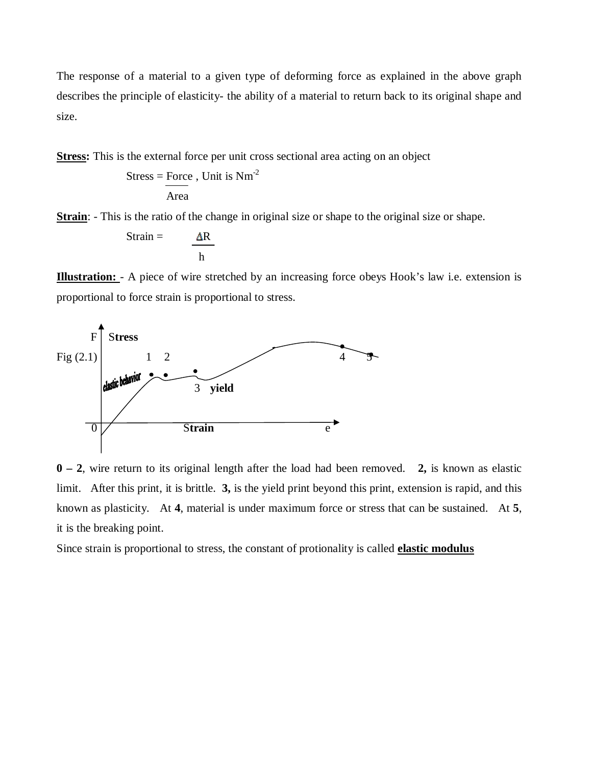The response of a material to a given type of deforming force as explained in the above graph describes the principle of elasticity- the ability of a material to return back to its original shape and size.

**Stress:** This is the external force per unit cross sectional area acting on an object

$$\text{Stress} = \frac{\text{Force}}{\text{Area}}, \text{ Unit is } Nm^{-2}$$

**Strain**: - This is the ratio of the change in original size or shape to the original size or shape.

$$\text{Strain} = \frac{\Delta R}{h}$$

**Illustration:** - A piece of wire stretched by an increasing force obeys Hook's law i.e. extension is proportional to force strain is proportional to stress.

F Stress

Fig (2.1)

1 2

elastic behavior

3 yield

4 5

0 Strain e

**0 – 2**, wire return to its original length after the load had been removed. **2,** is known as elastic limit. After this print, it is brittle. **3,** is the yield print beyond this print, extension is rapid, and this known as plasticity. At **4**, material is under maximum force or stress that can be sustained. At **5**, it is the breaking point.

Since strain is proportional to stress, the constant of protionality is called **elastic modulus**